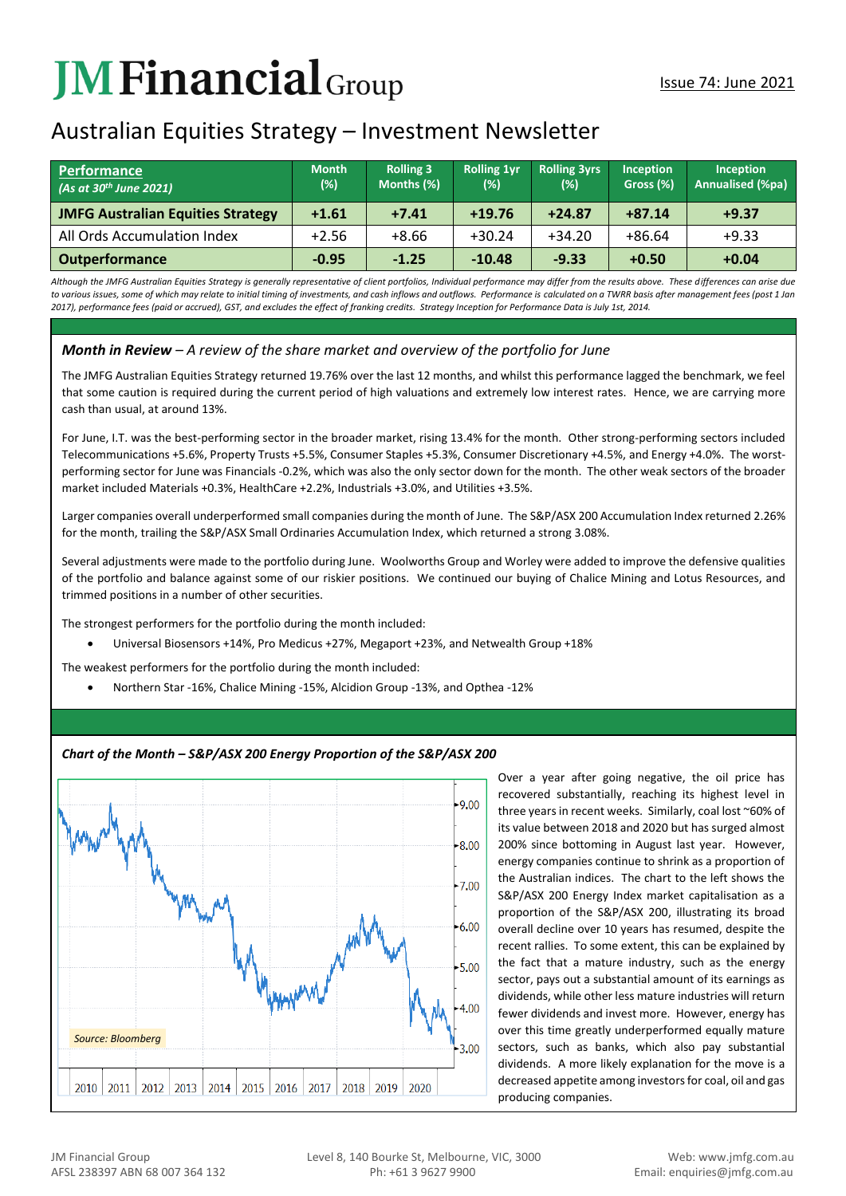# JM Financial Group

Issue 74: June 2021

## Australian Equities Strategy – Investment Newsletter

| **Performance** *(As at 30th June 2021)* | Month (%) | Rolling 3 Months (%) | Rolling 1yr (%) | Rolling 3yrs (%) | Inception Gross (%) | Inception Annualised (%pa) |
|---|---|---|---|---|---|---|
| **JMFG Australian Equities Strategy** | **+1.61** | **+7.41** | **+19.76** | **+24.87** | **+87.14** | **+9.37** |
| All Ords Accumulation Index | +2.56 | +8.66 | +30.24 | +34.20 | +86.64 | +9.33 |
| **Outperformance** | **-0.95** | **-1.25** | **-10.48** | **-9.33** | **+0.50** | **+0.04** |

*Although the JMFG Australian Equities Strategy is generally representative of client portfolios, Individual performance may differ from the results above. These differences can arise due to various issues, some of which may relate to initial timing of investments, and cash inflows and outflows. Performance is calculated on a TWRR basis after management fees (post 1 Jan 2017), performance fees (paid or accrued), GST, and excludes the effect of franking credits. Strategy Inception for Performance Data is July 1st, 2014.*

### ***Month in Review*** *– A review of the share market and overview of the portfolio for June*

The JMFG Australian Equities Strategy returned 19.76% over the last 12 months, and whilst this performance lagged the benchmark, we feel that some caution is required during the current period of high valuations and extremely low interest rates. Hence, we are carrying more cash than usual, at around 13%.

For June, I.T. was the best-performing sector in the broader market, rising 13.4% for the month. Other strong-performing sectors included Telecommunications +5.6%, Property Trusts +5.5%, Consumer Staples +5.3%, Consumer Discretionary +4.5%, and Energy +4.0%. The worst-performing sector for June was Financials -0.2%, which was also the only sector down for the month. The other weak sectors of the broader market included Materials +0.3%, HealthCare +2.2%, Industrials +3.0%, and Utilities +3.5%.

Larger companies overall underperformed small companies during the month of June. The S&P/ASX 200 Accumulation Index returned 2.26% for the month, trailing the S&P/ASX Small Ordinaries Accumulation Index, which returned a strong 3.08%.

Several adjustments were made to the portfolio during June. Woolworths Group and Worley were added to improve the defensive qualities of the portfolio and balance against some of our riskier positions. We continued our buying of Chalice Mining and Lotus Resources, and trimmed positions in a number of other securities.

The strongest performers for the portfolio during the month included:

- Universal Biosensors +14%, Pro Medicus +27%, Megaport +23%, and Netwealth Group +18%

The weakest performers for the portfolio during the month included:

- Northern Star -16%, Chalice Mining -15%, Alcidion Group -13%, and Opthea -12%

### ***Chart of the Month – S&P/ASX 200 Energy Proportion of the S&P/ASX 200***

Source: Bloomberg

Over a year after going negative, the oil price has recovered substantially, reaching its highest level in three years in recent weeks. Similarly, coal lost ~60% of its value between 2018 and 2020 but has surged almost 200% since bottoming in August last year. However, energy companies continue to shrink as a proportion of the Australian indices. The chart to the left shows the S&P/ASX 200 Energy Index market capitalisation as a proportion of the S&P/ASX 200, illustrating its broad overall decline over 10 years has resumed, despite the recent rallies. To some extent, this can be explained by the fact that a mature industry, such as the energy sector, pays out a substantial amount of its earnings as dividends, while other less mature industries will return fewer dividends and invest more. However, energy has over this time greatly underperformed equally mature sectors, such as banks, which also pay substantial dividends. A more likely explanation for the move is a decreased appetite among investors for coal, oil and gas producing companies.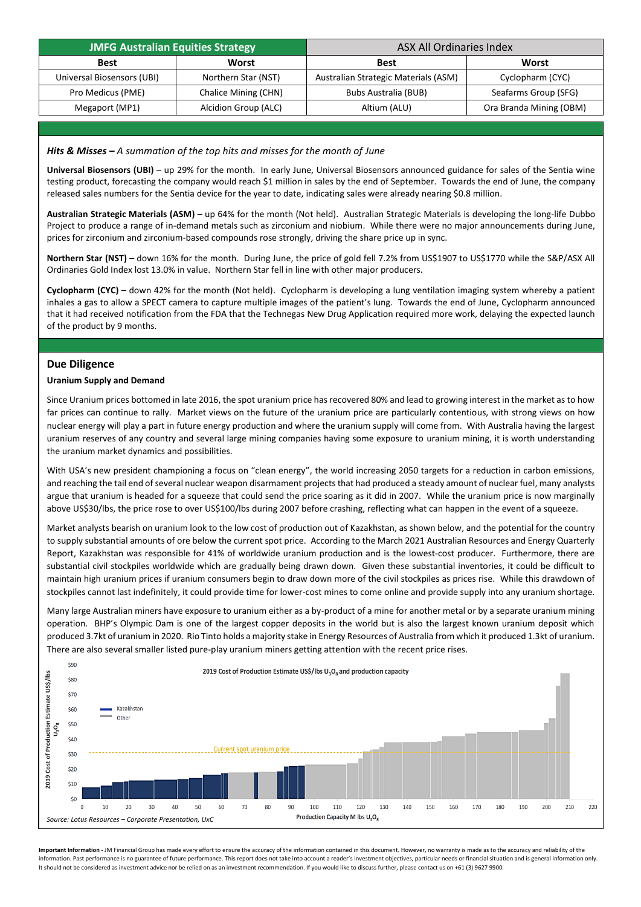| JMFG Australian Equities Strategy | | ASX All Ordinaries Index | |
|---|---|---|---|
| **Best** | **Worst** | **Best** | **Worst** |
| Universal Biosensors (UBI) | Northern Star (NST) | Australian Strategic Materials (ASM) | Cyclopharm (CYC) |
| Pro Medicus (PME) | Chalice Mining (CHN) | Bubs Australia (BUB) | Seafarms Group (SFG) |
| Megaport (MP1) | Alcidion Group (ALC) | Altium (ALU) | Ora Branda Mining (OBM) |

***Hits & Misses*** *– A summation of the top hits and misses for the month of June*

**Universal Biosensors (UBI)** – up 29% for the month. In early June, Universal Biosensors announced guidance for sales of the Sentia wine testing product, forecasting the company would reach $1 million in sales by the end of September. Towards the end of June, the company released sales numbers for the Sentia device for the year to date, indicating sales were already nearing $0.8 million.

**Australian Strategic Materials (ASM)** – up 64% for the month (Not held). Australian Strategic Materials is developing the long-life Dubbo Project to produce a range of in-demand metals such as zirconium and niobium. While there were no major announcements during June, prices for zirconium and zirconium-based compounds rose strongly, driving the share price up in sync.

**Northern Star (NST)** – down 16% for the month. During June, the price of gold fell 7.2% from US$1907 to US$1770 while the S&P/ASX All Ordinaries Gold Index lost 13.0% in value. Northern Star fell in line with other major producers.

**Cyclopharm (CYC)** – down 42% for the month (Not held). Cyclopharm is developing a lung ventilation imaging system whereby a patient inhales a gas to allow a SPECT camera to capture multiple images of the patient's lung. Towards the end of June, Cyclopharm announced that it had received notification from the FDA that the Technegas New Drug Application required more work, delaying the expected launch of the product by 9 months.

## Due Diligence

**Uranium Supply and Demand**

Since Uranium prices bottomed in late 2016, the spot uranium price has recovered 80% and lead to growing interest in the market as to how far prices can continue to rally. Market views on the future of the uranium price are particularly contentious, with strong views on how nuclear energy will play a part in future energy production and where the uranium supply will come from. With Australia having the largest uranium reserves of any country and several large mining companies having some exposure to uranium mining, it is worth understanding the uranium market dynamics and possibilities.

With USA's new president championing a focus on "clean energy", the world increasing 2050 targets for a reduction in carbon emissions, and reaching the tail end of several nuclear weapon disarmament projects that had produced a steady amount of nuclear fuel, many analysts argue that uranium is headed for a squeeze that could send the price soaring as it did in 2007. While the uranium price is now marginally above US$30/lbs, the price rose to over US$100/lbs during 2007 before crashing, reflecting what can happen in the event of a squeeze.

Market analysts bearish on uranium look to the low cost of production out of Kazakhstan, as shown below, and the potential for the country to supply substantial amounts of ore below the current spot price. According to the March 2021 Australian Resources and Energy Quarterly Report, Kazakhstan was responsible for 41% of worldwide uranium production and is the lowest-cost producer. Furthermore, there are substantial civil stockpiles worldwide which are gradually being drawn down. Given these substantial inventories, it could be difficult to maintain high uranium prices if uranium consumers begin to draw down more of the civil stockpiles as prices rise. While this drawdown of stockpiles cannot last indefinitely, it could provide time for lower-cost mines to come online and provide supply into any uranium shortage.

Many large Australian miners have exposure to uranium either as a by-product of a mine for another metal or by a separate uranium mining operation. BHP's Olympic Dam is one of the largest copper deposits in the world but is also the largest known uranium deposit which produced 3.7kt of uranium in 2020. Rio Tinto holds a majority stake in Energy Resources of Australia from which it produced 1.3kt of uranium. There are also several smaller listed pure-play uranium miners getting attention with the recent price rises.

2019 Cost of Production Estimate US$/lbs $U_3O_8$ and production capacity

2019 Cost of Production Estimate US$/lbs $U_3O_8$

$90
$80
$70
$60
$50
$40
$30
$20
$10
$0

Kazakhstan
Other

Current spot uranium price

0 10 20 30 40 50 60 70 80 90 100 110 120 130 140 150 160 170 180 190 200 210 220

Production Capacity M lbs $U_3O_8$

*Source: Lotus Resources – Corporate Presentation, UxC*

**Important Information -** JM Financial Group has made every effort to ensure the accuracy of the information contained in this document. However, no warranty is made as to the accuracy and reliability of the information. Past performance is no guarantee of future performance. This report does not take into account a reader's investment objectives, particular needs or financial situation and is general information only. It should not be considered as investment advice nor be relied on as an investment recommendation. If you would like to discuss further, please contact us on +61 (3) 9627 9900.